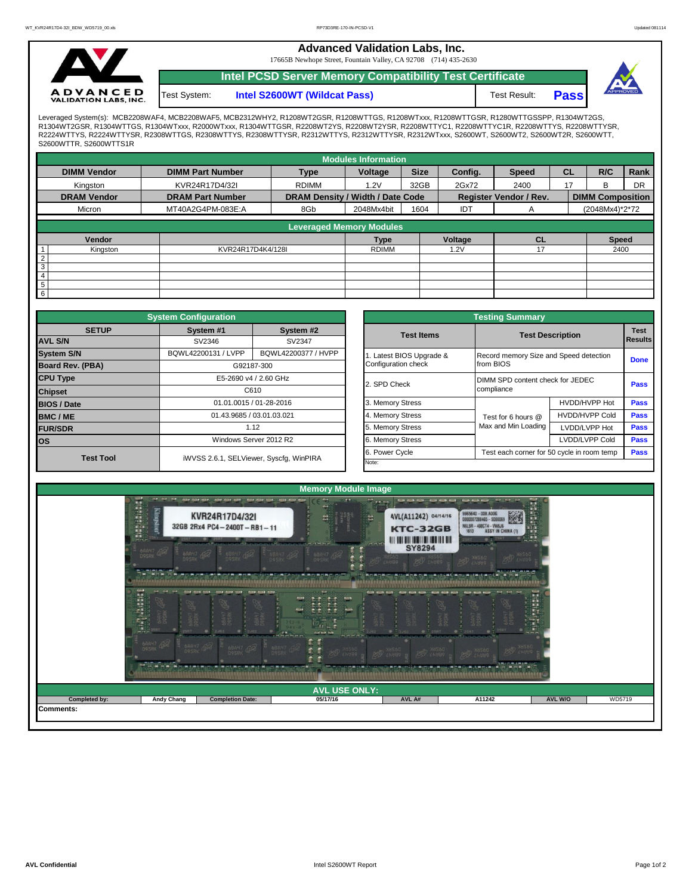# Advanced Validation Labs, Inc.

17665B Newhope Street, Fountain Valley, CA 92708 (714) 435-2630

## Intel PCSD Server Memory Compatibility Test Certificate

Test System: **Intel S2600WT (Wildcat Pass)** Test Result: **Pass**

Leveraged System(s): MCB2208WAF4, MCB2208WAF5, MCB2312WHY2, R1208WT2GSR, R1208WTTGS, R1208WTxxx, R1208WTTGSR, R1280WTTGSSPP, R1304WT2GS, R1304WT2GSR, R1304WTTGS, R1304WTxxx, R2000WTxxx, R1304WTTGSR, R2208WT2YS, R2208WT2YSR, R2208WTTYC1, R2208WTTYC1R, R2208WTTYS, R2208WTTYSR, R2224WTTYS, R2224WTTYSR, R2308WTTGS, R2308WTTYS, R2308WTTYSR, R2312WTTYS, R2312WTTYSR, R2312WTxxx, S2600WT, S2600WT2, S2600WT2R, S2600WTT, S2600WTTR, S2600WTTS1R

### Modules Information

| DIMM Vendor | DIMM Part Number | Type | Voltage | Size | Config. | Speed | CL | R/C | Rank |
|---|---|---|---|---|---|---|---|---|---|
| Kingston | KVR24R17D4/32I | RDIMM | 1.2V | 32GB | 2Gx72 | 2400 | 17 | B | DR |
| **DRAM Vendor** | **DRAM Part Number** | **DRAM Density / Width / Date Code** | | | **Register Vendor / Rev.** | | **DIMM Composition** | | |
| Micron | MT40A2G4PM-083E:A | 8Gb | 2048Mx4bit | 1604 | IDT | A | (2048Mx4)*2*72 | | |

### Leveraged Memory Modules

| | Vendor | | Type | Voltage | CL | Speed |
|---|---|---|---|---|---|---|
| 1 | Kingston | KVR24R17D4K4/128I | RDIMM | 1.2V | 17 | 2400 |
| 2 | | | | | | |
| 3 | | | | | | |
| 4 | | | | | | |
| 5 | | | | | | |
| 6 | | | | | | |

### System Configuration

| SETUP | System #1 | System #2 |
|---|---|---|
| AVL S/N | SV2346 | SV2347 |
| System S/N | BQWL42200131 / LVPP | BQWL42200377 / HVPP |
| Board Rev. (PBA) | G92187-300 | |
| CPU Type | E5-2690 v4 / 2.60 GHz | |
| Chipset | C610 | |
| BIOS / Date | 01.01.0015 / 01-28-2016 | |
| BMC / ME | 01.43.9685 / 03.01.03.021 | |
| FUR/SDR | 1.12 | |
| OS | Windows Server 2012 R2 | |
| Test Tool | iWVSS 2.6.1, SELViewer, Syscfg, WinPIRA | |

### Testing Summary

| Test Items | Test Description | | Test Results |
|---|---|---|---|
| 1. Latest BIOS Upgrade & Configuration check | Record memory Size and Speed detection from BIOS | | Done |
| 2. SPD Check | DIMM SPD content check for JEDEC compliance | | Pass |
| 3. Memory Stress | Test for 6 hours @ Max and Min Loading | HVDD/HVPP Hot | Pass |
| 4. Memory Stress | | HVDD/HVPP Cold | Pass |
| 5. Memory Stress | | LVDD/LVPP Hot | Pass |
| 6. Memory Stress | | LVDD/LVPP Cold | Pass |
| 6. Power Cycle | Test each corner for 50 cycle in room temp | | Pass |

Note:

### Memory Module Image

### AVL USE ONLY:

| Completed by: | Andy Chang | Completion Date: | 05/17/16 | AVL A# | A11242 | AVL W/O | WD5719 |
|---|---|---|---|---|---|---|---|

Comments: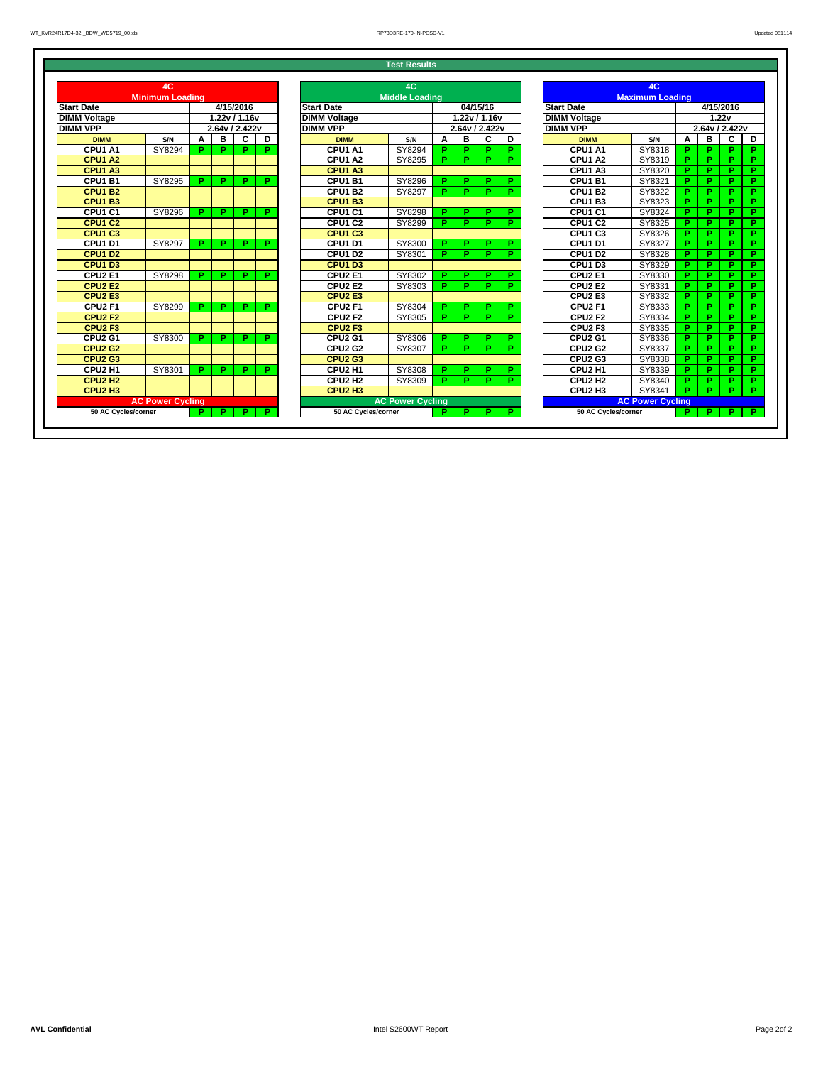## Test Results

| 4C Minimum Loading | | | | | |
|---|---|---|---|---|---|
| Start Date | | 4/15/2016 | | | |
| DIMM Voltage | | 1.22v / 1.16v | | | |
| DIMM VPP | | 2.64v / 2.422v | | | |
| DIMM | S/N | A | B | C | D |
| CPU1 A1 | SY8294 | P | P | P | P |
| CPU1 A2 | | | | | |
| CPU1 A3 | | | | | |
| CPU1 B1 | SY8295 | P | P | P | P |
| CPU1 B2 | | | | | |
| CPU1 B3 | | | | | |
| CPU1 C1 | SY8296 | P | P | P | P |
| CPU1 C2 | | | | | |
| CPU1 C3 | | | | | |
| CPU1 D1 | SY8297 | P | P | P | P |
| CPU1 D2 | | | | | |
| CPU1 D3 | | | | | |
| CPU2 E1 | SY8298 | P | P | P | P |
| CPU2 E2 | | | | | |
| CPU2 E3 | | | | | |
| CPU2 F1 | SY8299 | P | P | P | P |
| CPU2 F2 | | | | | |
| CPU2 F3 | | | | | |
| CPU2 G1 | SY8300 | P | P | P | P |
| CPU2 G2 | | | | | |
| CPU2 G3 | | | | | |
| CPU2 H1 | SY8301 | P | P | P | P |
| CPU2 H2 | | | | | |
| CPU2 H3 | | | | | |
| AC Power Cycling | | | | | |
| 50 AC Cycles/corner | | P | P | P | P |

| 4C Middle Loading | | | | | |
|---|---|---|---|---|---|
| Start Date | | 04/15/16 | | | |
| DIMM Voltage | | 1.22v / 1.16v | | | |
| DIMM VPP | | 2.64v / 2.422v | | | |
| DIMM | S/N | A | B | C | D |
| CPU1 A1 | SY8294 | P | P | P | P |
| CPU1 A2 | SY8295 | P | P | P | P |
| CPU1 A3 | | | | | |
| CPU1 B1 | SY8296 | P | P | P | P |
| CPU1 B2 | SY8297 | P | P | P | P |
| CPU1 B3 | | | | | |
| CPU1 C1 | SY8298 | P | P | P | P |
| CPU1 C2 | SY8299 | P | P | P | P |
| CPU1 C3 | | | | | |
| CPU1 D1 | SY8300 | P | P | P | P |
| CPU1 D2 | SY8301 | P | P | P | P |
| CPU1 D3 | | | | | |
| CPU2 E1 | SY8302 | P | P | P | P |
| CPU2 E2 | SY8303 | P | P | P | P |
| CPU2 E3 | | | | | |
| CPU2 F1 | SY8304 | P | P | P | P |
| CPU2 F2 | SY8305 | P | P | P | P |
| CPU2 F3 | | | | | |
| CPU2 G1 | SY8306 | P | P | P | P |
| CPU2 G2 | SY8307 | P | P | P | P |
| CPU2 G3 | | | | | |
| CPU2 H1 | SY8308 | P | P | P | P |
| CPU2 H2 | SY8309 | P | P | P | P |
| CPU2 H3 | | | | | |
| AC Power Cycling | | | | | |
| 50 AC Cycles/corner | | P | P | P | P |

| 4C Maximum Loading | | | | | |
|---|---|---|---|---|---|
| Start Date | | 4/15/2016 | | | |
| DIMM Voltage | | 1.22v | | | |
| DIMM VPP | | 2.64v / 2.422v | | | |
| DIMM | S/N | A | B | C | D |
| CPU1 A1 | SY8318 | P | P | P | P |
| CPU1 A2 | SY8319 | P | P | P | P |
| CPU1 A3 | SY8320 | P | P | P | P |
| CPU1 B1 | SY8321 | P | P | P | P |
| CPU1 B2 | SY8322 | P | P | P | P |
| CPU1 B3 | SY8323 | P | P | P | P |
| CPU1 C1 | SY8324 | P | P | P | P |
| CPU1 C2 | SY8325 | P | P | P | P |
| CPU1 C3 | SY8326 | P | P | P | P |
| CPU1 D1 | SY8327 | P | P | P | P |
| CPU1 D2 | SY8328 | P | P | P | P |
| CPU1 D3 | SY8329 | P | P | P | P |
| CPU2 E1 | SY8330 | P | P | P | P |
| CPU2 E2 | SY8331 | P | P | P | P |
| CPU2 E3 | SY8332 | P | P | P | P |
| CPU2 F1 | SY8333 | P | P | P | P |
| CPU2 F2 | SY8334 | P | P | P | P |
| CPU2 F3 | SY8335 | P | P | P | P |
| CPU2 G1 | SY8336 | P | P | P | P |
| CPU2 G2 | SY8337 | P | P | P | P |
| CPU2 G3 | SY8338 | P | P | P | P |
| CPU2 H1 | SY8339 | P | P | P | P |
| CPU2 H2 | SY8340 | P | P | P | P |
| CPU2 H3 | SY8341 | P | P | P | P |
| AC Power Cycling | | | | | |
| 50 AC Cycles/corner | | P | P | P | P |